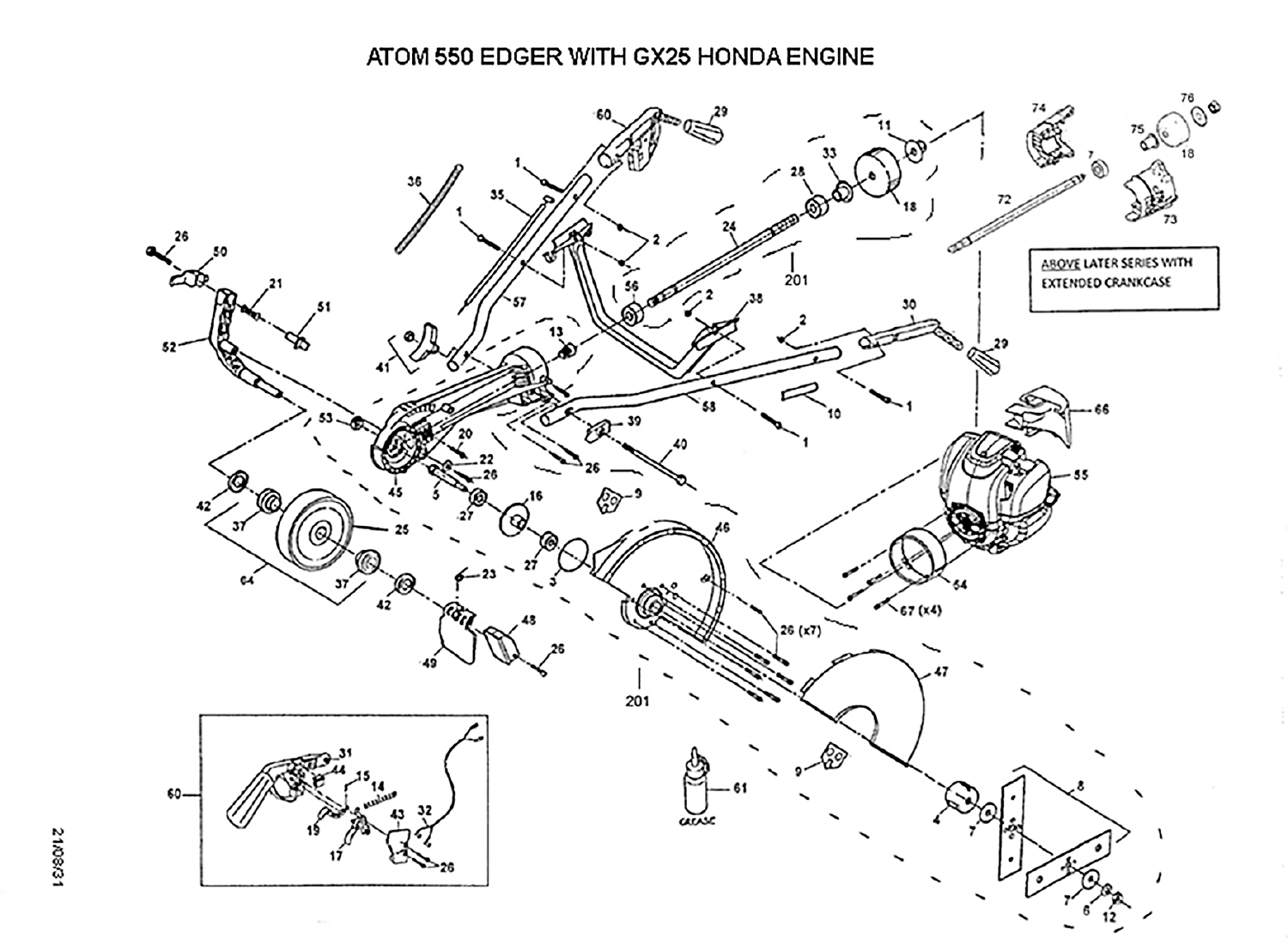# ATOM 550 EDGER WITH GX25 HONDA ENGINE

ABOVE LATER SERIES WITH EXTENDED CRANKCASE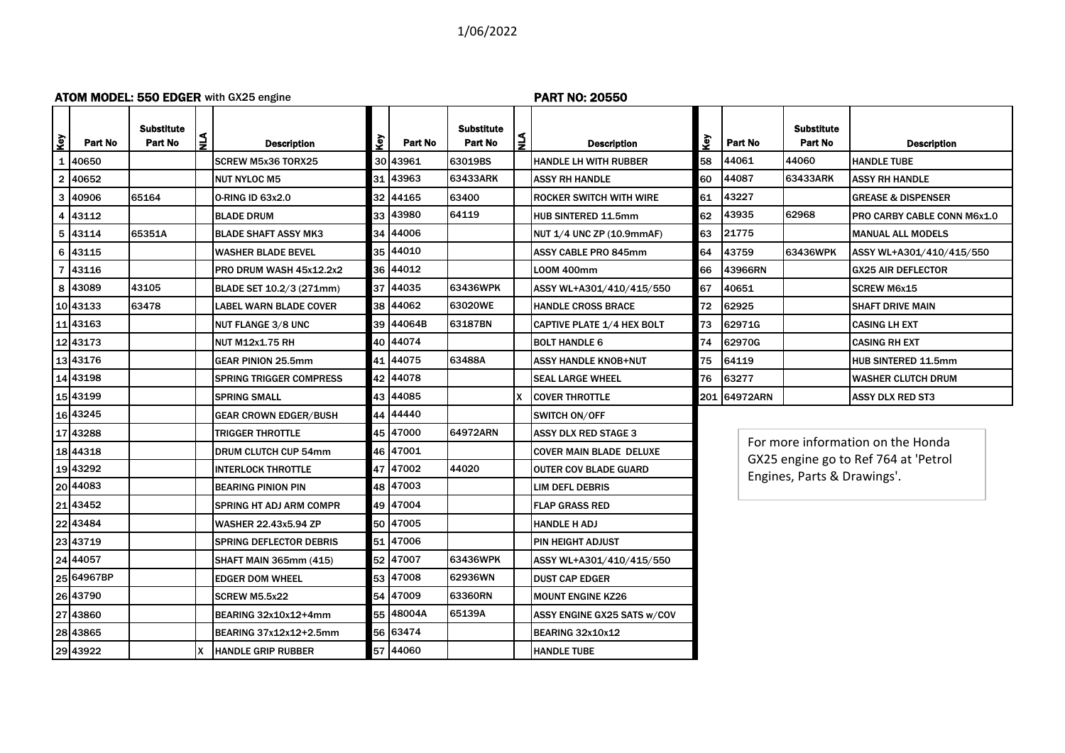1/06/2022

**ATOM MODEL: 550 EDGER** with GX25 engine

**PART NO: 20550**

| Key | Part No | Substitute Part No | NLA | Description | Key | Part No | Substitute Part No | NLA | Description | Key | Part No | Substitute Part No | Description |
|---|---|---|---|---|---|---|---|---|---|---|---|---|---|
| 1 | 40650 | | | SCREW M5x36 TORX25 | 30 | 43961 | 63019BS | | HANDLE LH WITH RUBBER | 58 | 44061 | 44060 | HANDLE TUBE |
| 2 | 40652 | | | NUT NYLOC M5 | 31 | 43963 | 63433ARK | | ASSY RH HANDLE | 60 | 44087 | 63433ARK | ASSY RH HANDLE |
| 3 | 40906 | 65164 | | O-RING ID 63x2.0 | 32 | 44165 | 63400 | | ROCKER SWITCH WITH WIRE | 61 | 43227 | | GREASE & DISPENSER |
| 4 | 43112 | | | BLADE DRUM | 33 | 43980 | 64119 | | HUB SINTERED 11.5mm | 62 | 43935 | 62968 | PRO CARBY CABLE CONN M6x1.0 |
| 5 | 43114 | 65351A | | BLADE SHAFT ASSY MK3 | 34 | 44006 | | | NUT 1/4 UNC ZP (10.9mmAF) | 63 | 21775 | | MANUAL ALL MODELS |
| 6 | 43115 | | | WASHER BLADE BEVEL | 35 | 44010 | | | ASSY CABLE PRO 845mm | 64 | 43759 | 63436WPK | ASSY WL+A301/410/415/550 |
| 7 | 43116 | | | PRO DRUM WASH 45x12.2x2 | 36 | 44012 | | | LOOM 400mm | 66 | 43966RN | | GX25 AIR DEFLECTOR |
| 8 | 43089 | 43105 | | BLADE SET 10.2/3 (271mm) | 37 | 44035 | 63436WPK | | ASSY WL+A301/410/415/550 | 67 | 40651 | | SCREW M6x15 |
| 10 | 43133 | 63478 | | LABEL WARN BLADE COVER | 38 | 44062 | 63020WE | | HANDLE CROSS BRACE | 72 | 62925 | | SHAFT DRIVE MAIN |
| 11 | 43163 | | | NUT FLANGE 3/8 UNC | 39 | 44064B | 63187BN | | CAPTIVE PLATE 1/4 HEX BOLT | 73 | 62971G | | CASING LH EXT |
| 12 | 43173 | | | NUT M12x1.75 RH | 40 | 44074 | | | BOLT HANDLE 6 | 74 | 62970G | | CASING RH EXT |
| 13 | 43176 | | | GEAR PINION 25.5mm | 41 | 44075 | 63488A | | ASSY HANDLE KNOB+NUT | 75 | 64119 | | HUB SINTERED 11.5mm |
| 14 | 43198 | | | SPRING TRIGGER COMPRESS | 42 | 44078 | | | SEAL LARGE WHEEL | 76 | 63277 | | WASHER CLUTCH DRUM |
| 15 | 43199 | | | SPRING SMALL | 43 | 44085 | | X | COVER THROTTLE | 201 | 64972ARN | | ASSY DLX RED ST3 |
| 16 | 43245 | | | GEAR CROWN EDGER/BUSH | 44 | 44440 | | | SWITCH ON/OFF | | | | |
| 17 | 43288 | | | TRIGGER THROTTLE | 45 | 47000 | 64972ARN | | ASSY DLX RED STAGE 3 | | | | |
| 18 | 44318 | | | DRUM CLUTCH CUP 54mm | 46 | 47001 | | | COVER MAIN BLADE DELUXE | | | | |
| 19 | 43292 | | | INTERLOCK THROTTLE | 47 | 47002 | 44020 | | OUTER COV BLADE GUARD | | | | |
| 20 | 44083 | | | BEARING PINION PIN | 48 | 47003 | | | LIM DEFL DEBRIS | | | | |
| 21 | 43452 | | | SPRING HT ADJ ARM COMPR | 49 | 47004 | | | FLAP GRASS RED | | | | |
| 22 | 43484 | | | WASHER 22.43x5.94 ZP | 50 | 47005 | | | HANDLE H ADJ | | | | |
| 23 | 43719 | | | SPRING DEFLECTOR DEBRIS | 51 | 47006 | | | PIN HEIGHT ADJUST | | | | |
| 24 | 44057 | | | SHAFT MAIN 365mm (415) | 52 | 47007 | 63436WPK | | ASSY WL+A301/410/415/550 | | | | |
| 25 | 64967BP | | | EDGER DOM WHEEL | 53 | 47008 | 62936WN | | DUST CAP EDGER | | | | |
| 26 | 43790 | | | SCREW M5.5x22 | 54 | 47009 | 63360RN | | MOUNT ENGINE KZ26 | | | | |
| 27 | 43860 | | | BEARING 32x10x12+4mm | 55 | 48004A | 65139A | | ASSY ENGINE GX25 SATS w/COV | | | | |
| 28 | 43865 | | | BEARING 37x12x12+2.5mm | 56 | 63474 | | | BEARING 32x10x12 | | | | |
| 29 | 43922 | | X | HANDLE GRIP RUBBER | 57 | 44060 | | | HANDLE TUBE | | | | |

For more information on the Honda GX25 engine go to Ref 764 at 'Petrol Engines, Parts & Drawings'.